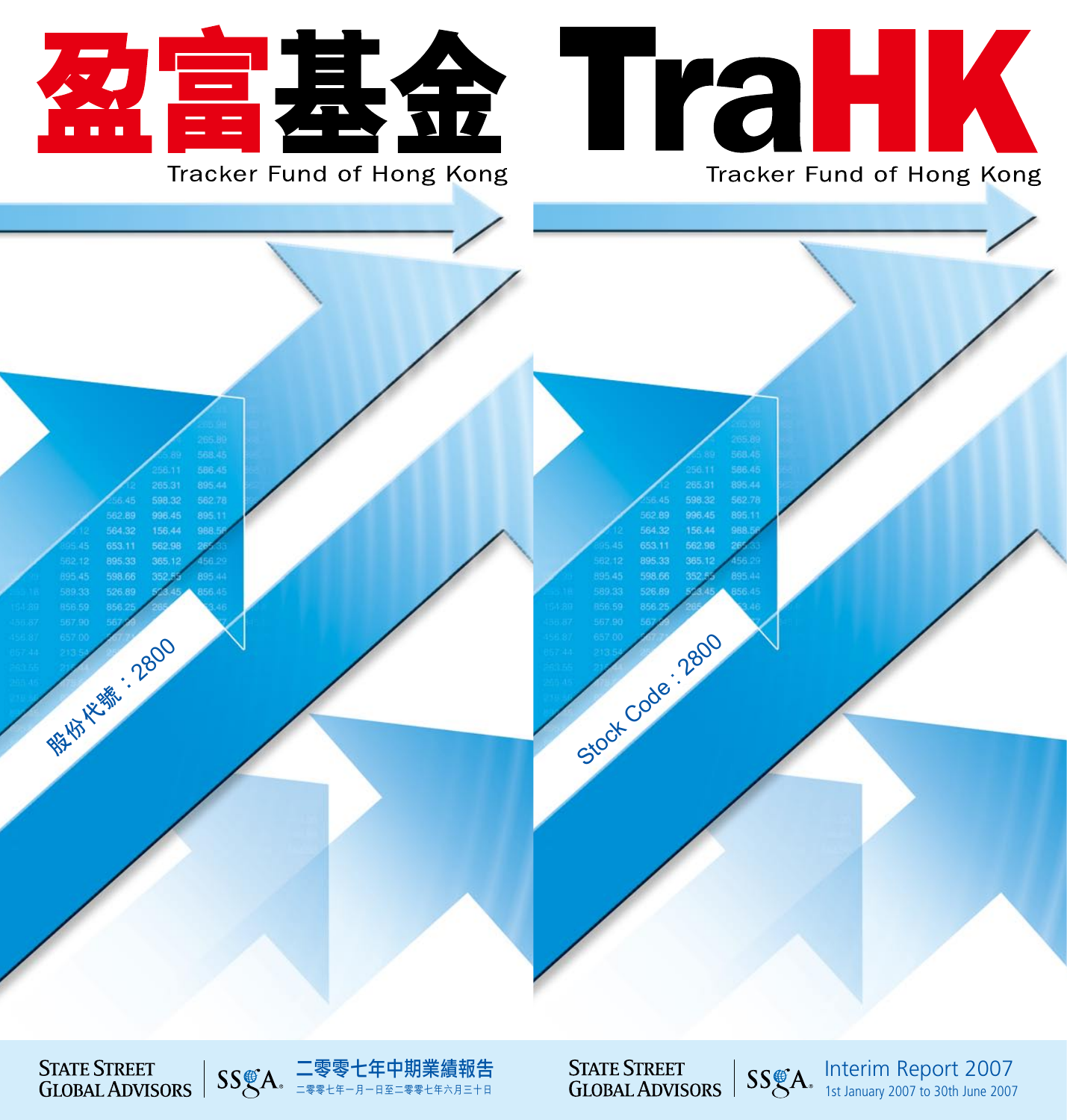# 盈富基金

Tracker Fund of Hong Kong

股份代號：2800

State Street Global Advisors | SSgA

二零零七年中期業績報告

二零零七年一月一日至二零零七年六月三十日

# TraHK

Tracker Fund of Hong Kong

Stock Code : 2800

State Street Global Advisors | SSgA

Interim Report 2007

1st January 2007 to 30th June 2007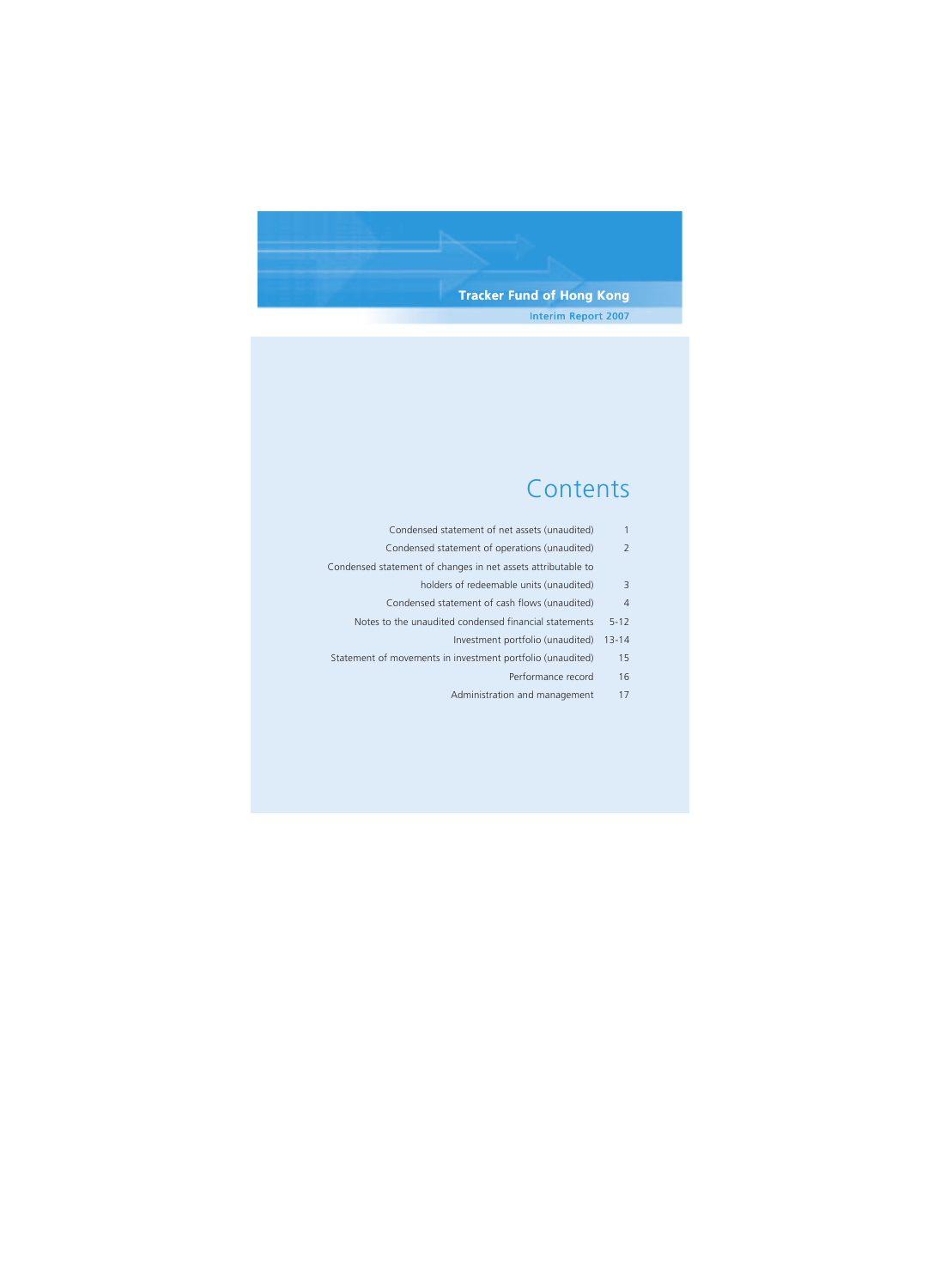**Tracker Fund of Hong Kong**

Interim Report 2007

# Contents

| | |
|---|---|
| Condensed statement of net assets (unaudited) | 1 |
| Condensed statement of operations (unaudited) | 2 |
| Condensed statement of changes in net assets attributable to holders of redeemable units (unaudited) | 3 |
| Condensed statement of cash flows (unaudited) | 4 |
| Notes to the unaudited condensed financial statements | 5-12 |
| Investment portfolio (unaudited) | 13-14 |
| Statement of movements in investment portfolio (unaudited) | 15 |
| Performance record | 16 |
| Administration and management | 17 |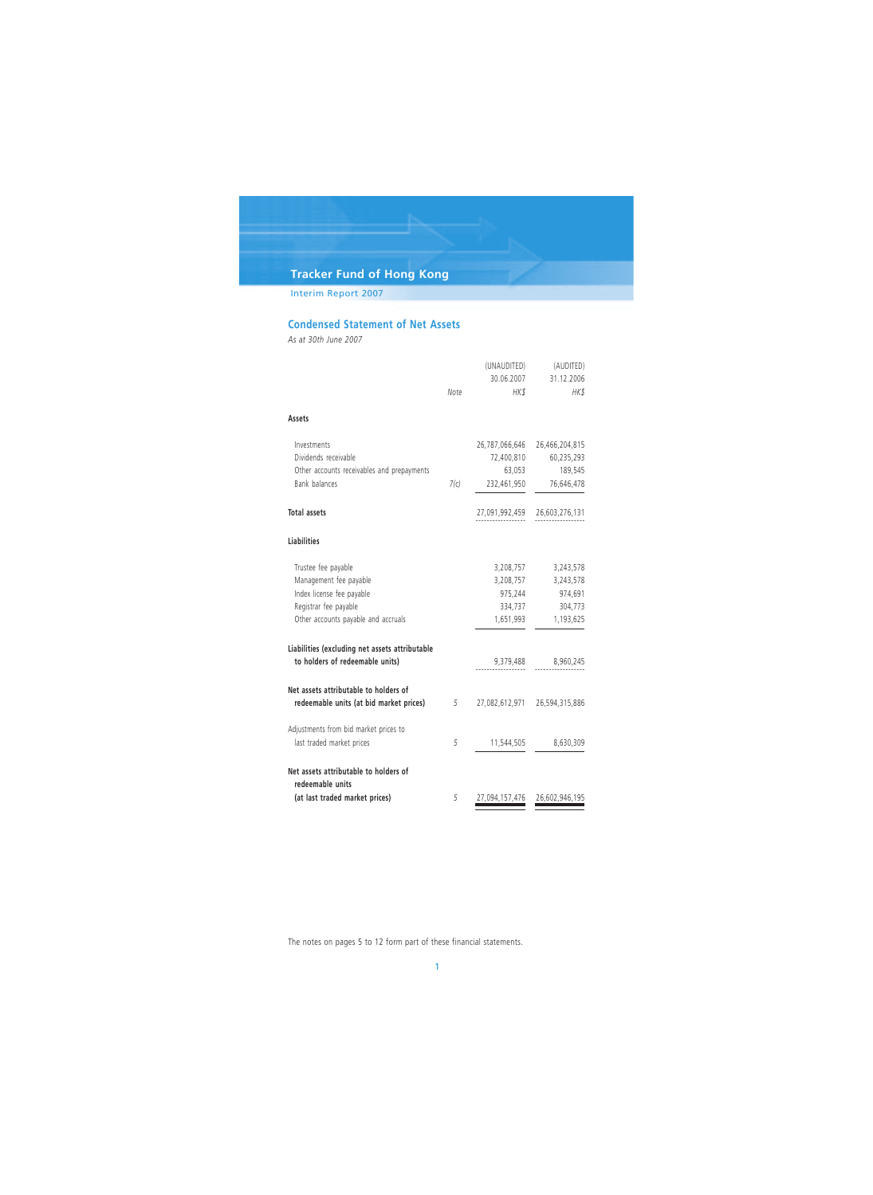## Condensed Statement of Net Assets

*As at 30th June 2007*

| | Note | (UNAUDITED) 30.06.2007 HK$ | (AUDITED) 31.12.2006 HK$ |
|---|---|---|---|
| **Assets** | | | |
| Investments | | 26,787,066,646 | 26,466,204,815 |
| Dividends receivable | | 72,400,810 | 60,235,293 |
| Other accounts receivables and prepayments | | 63,053 | 189,545 |
| Bank balances | 7(c) | 232,461,950 | 76,646,478 |
| **Total assets** | | 27,091,992,459 | 26,603,276,131 |
| **Liabilities** | | | |
| Trustee fee payable | | 3,208,757 | 3,243,578 |
| Management fee payable | | 3,208,757 | 3,243,578 |
| Index license fee payable | | 975,244 | 974,691 |
| Registrar fee payable | | 334,737 | 304,773 |
| Other accounts payable and accruals | | 1,651,993 | 1,193,625 |
| **Liabilities (excluding net assets attributable to holders of redeemable units)** | | 9,379,488 | 8,960,245 |
| **Net assets attributable to holders of redeemable units (at bid market prices)** | 5 | 27,082,612,971 | 26,594,315,886 |
| Adjustments from bid market prices to last traded market prices | 5 | 11,544,505 | 8,630,309 |
| **Net assets attributable to holders of redeemable units (at last traded market prices)** | 5 | 27,094,157,476 | 26,602,946,195 |

The notes on pages 5 to 12 form part of these financial statements.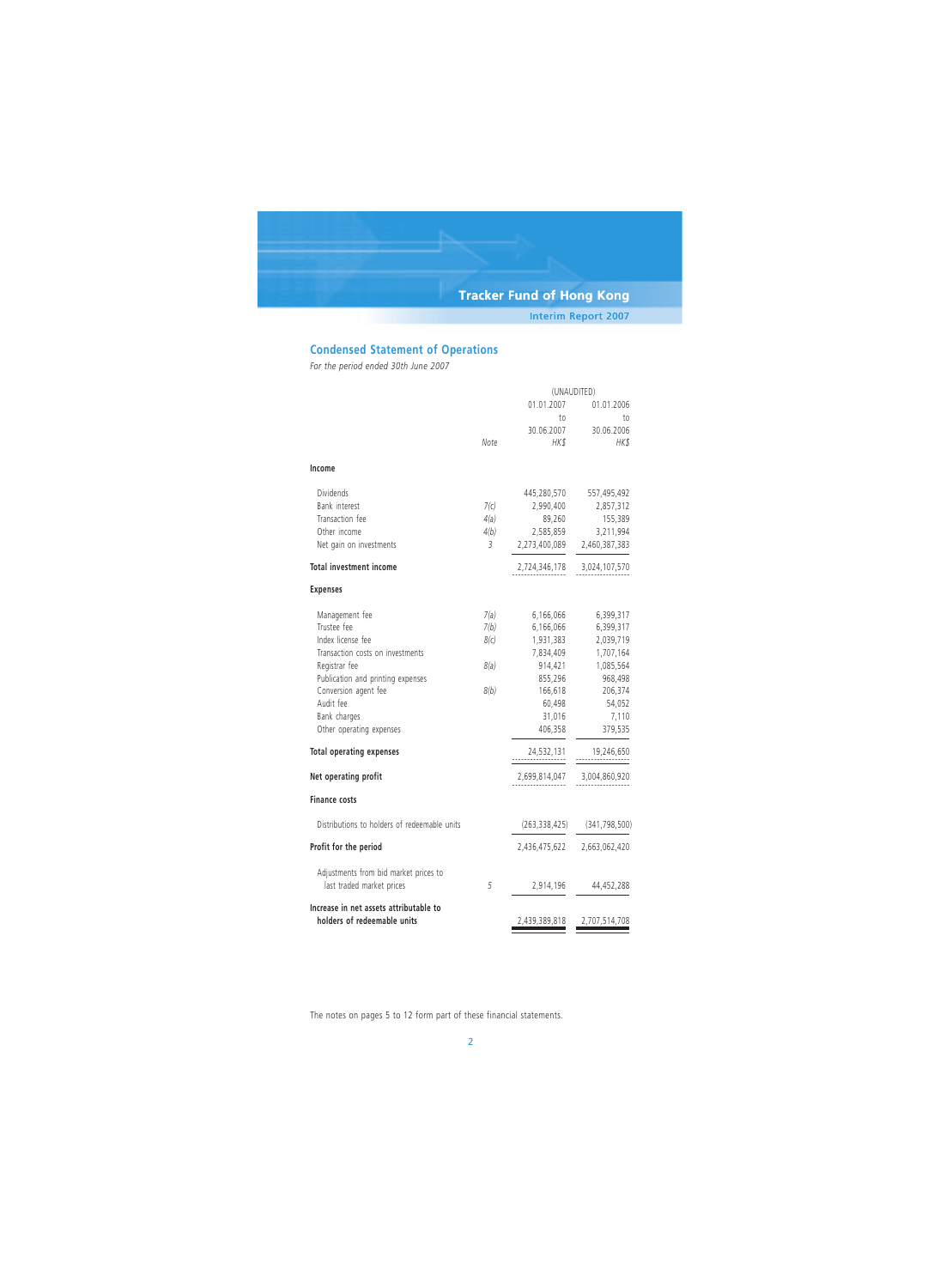## Condensed Statement of Operations

*For the period ended 30th June 2007*

| | Note | (UNAUDITED) 01.01.2007 to 30.06.2007 HK$ | 01.01.2006 to 30.06.2006 HK$ |
|---|---|---|---|
| **Income** | | | |
| Dividends | | 445,280,570 | 557,495,492 |
| Bank interest | 7(c) | 2,990,400 | 2,857,312 |
| Transaction fee | 4(a) | 89,260 | 155,389 |
| Other income | 4(b) | 2,585,859 | 3,211,994 |
| Net gain on investments | 3 | 2,273,400,089 | 2,460,387,383 |
| **Total investment income** | | 2,724,346,178 | 3,024,107,570 |
| **Expenses** | | | |
| Management fee | 7(a) | 6,166,066 | 6,399,317 |
| Trustee fee | 7(b) | 6,166,066 | 6,399,317 |
| Index license fee | 8(c) | 1,931,383 | 2,039,719 |
| Transaction costs on investments | | 7,834,409 | 1,707,164 |
| Registrar fee | 8(a) | 914,421 | 1,085,564 |
| Publication and printing expenses | | 855,296 | 968,498 |
| Conversion agent fee | 8(b) | 166,618 | 206,374 |
| Audit fee | | 60,498 | 54,052 |
| Bank charges | | 31,016 | 7,110 |
| Other operating expenses | | 406,358 | 379,535 |
| **Total operating expenses** | | 24,532,131 | 19,246,650 |
| **Net operating profit** | | 2,699,814,047 | 3,004,860,920 |
| **Finance costs** | | | |
| Distributions to holders of redeemable units | | (263,338,425) | (341,798,500) |
| **Profit for the period** | | 2,436,475,622 | 2,663,062,420 |
| Adjustments from bid market prices to last traded market prices | 5 | 2,914,196 | 44,452,288 |
| **Increase in net assets attributable to holders of redeemable units** | | 2,439,389,818 | 2,707,514,708 |

The notes on pages 5 to 12 form part of these financial statements.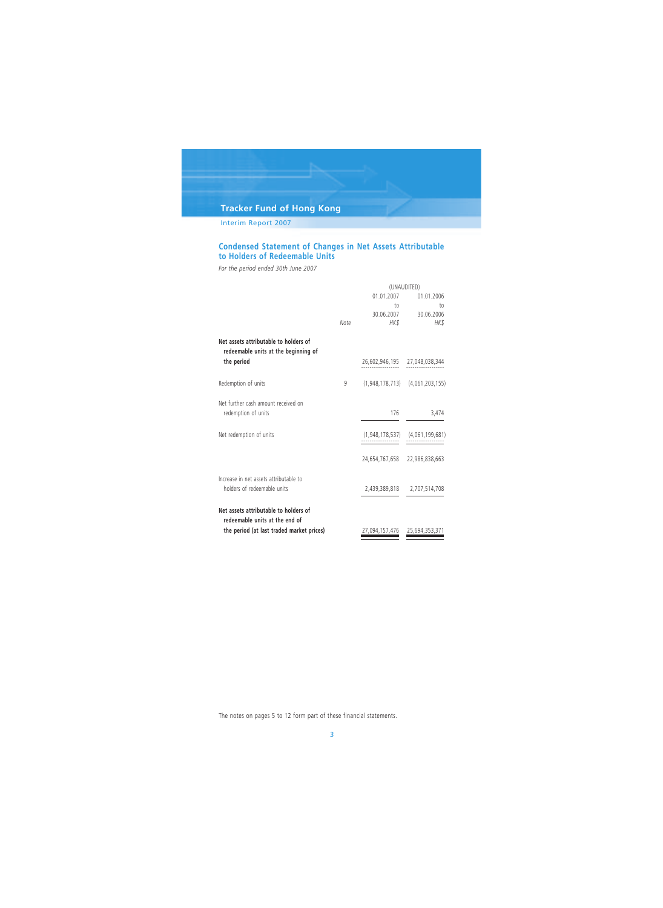## Condensed Statement of Changes in Net Assets Attributable to Holders of Redeemable Units

*For the period ended 30th June 2007*

| | Note | (UNAUDITED) 01.01.2007 to 30.06.2007 HK$ | 01.01.2006 to 30.06.2006 HK$ |
|---|---|---|---|
| **Net assets attributable to holders of redeemable units at the beginning of the period** | | 26,602,946,195 | 27,048,038,344 |
| Redemption of units | 9 | (1,948,178,713) | (4,061,203,155) |
| Net further cash amount received on redemption of units | | 176 | 3,474 |
| Net redemption of units | | (1,948,178,537) | (4,061,199,681) |
| | | 24,654,767,658 | 22,986,838,663 |
| Increase in net assets attributable to holders of redeemable units | | 2,439,389,818 | 2,707,514,708 |
| **Net assets attributable to holders of redeemable units at the end of the period (at last traded market prices)** | | 27,094,157,476 | 25,694,353,371 |

The notes on pages 5 to 12 form part of these financial statements.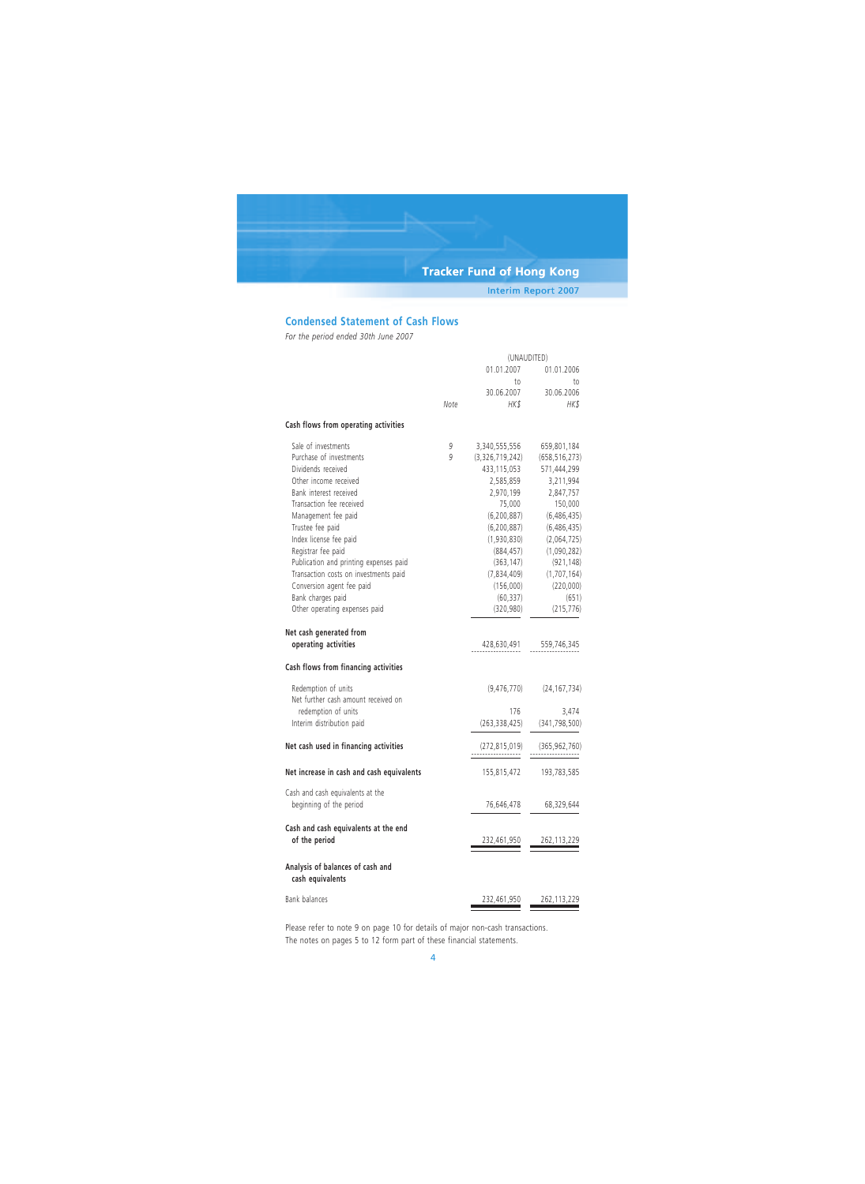## Condensed Statement of Cash Flows

*For the period ended 30th June 2007*

| | Note | (UNAUDITED) 01.01.2007 to 30.06.2007 HK$ | 01.01.2006 to 30.06.2006 HK$ |
|---|---|---|---|
| **Cash flows from operating activities** | | | |
| Sale of investments | 9 | 3,340,555,556 | 659,801,184 |
| Purchase of investments | 9 | (3,326,719,242) | (658,516,273) |
| Dividends received | | 433,115,053 | 571,444,299 |
| Other income received | | 2,585,859 | 3,211,994 |
| Bank interest received | | 2,970,199 | 2,847,757 |
| Transaction fee received | | 75,000 | 150,000 |
| Management fee paid | | (6,200,887) | (6,486,435) |
| Trustee fee paid | | (6,200,887) | (6,486,435) |
| Index license fee paid | | (1,930,830) | (2,064,725) |
| Registrar fee paid | | (884,457) | (1,090,282) |
| Publication and printing expenses paid | | (363,147) | (921,148) |
| Transaction costs on investments paid | | (7,834,409) | (1,707,164) |
| Conversion agent fee paid | | (156,000) | (220,000) |
| Bank charges paid | | (60,337) | (651) |
| Other operating expenses paid | | (320,980) | (215,776) |
| **Net cash generated from operating activities** | | 428,630,491 | 559,746,345 |
| **Cash flows from financing activities** | | | |
| Redemption of units | | (9,476,770) | (24,167,734) |
| Net further cash amount received on redemption of units | | 176 | 3,474 |
| Interim distribution paid | | (263,338,425) | (341,798,500) |
| **Net cash used in financing activities** | | (272,815,019) | (365,962,760) |
| **Net increase in cash and cash equivalents** | | 155,815,472 | 193,783,585 |
| Cash and cash equivalents at the beginning of the period | | 76,646,478 | 68,329,644 |
| **Cash and cash equivalents at the end of the period** | | 232,461,950 | 262,113,229 |
| **Analysis of balances of cash and cash equivalents** | | | |
| Bank balances | | 232,461,950 | 262,113,229 |

Please refer to note 9 on page 10 for details of major non-cash transactions.
The notes on pages 5 to 12 form part of these financial statements.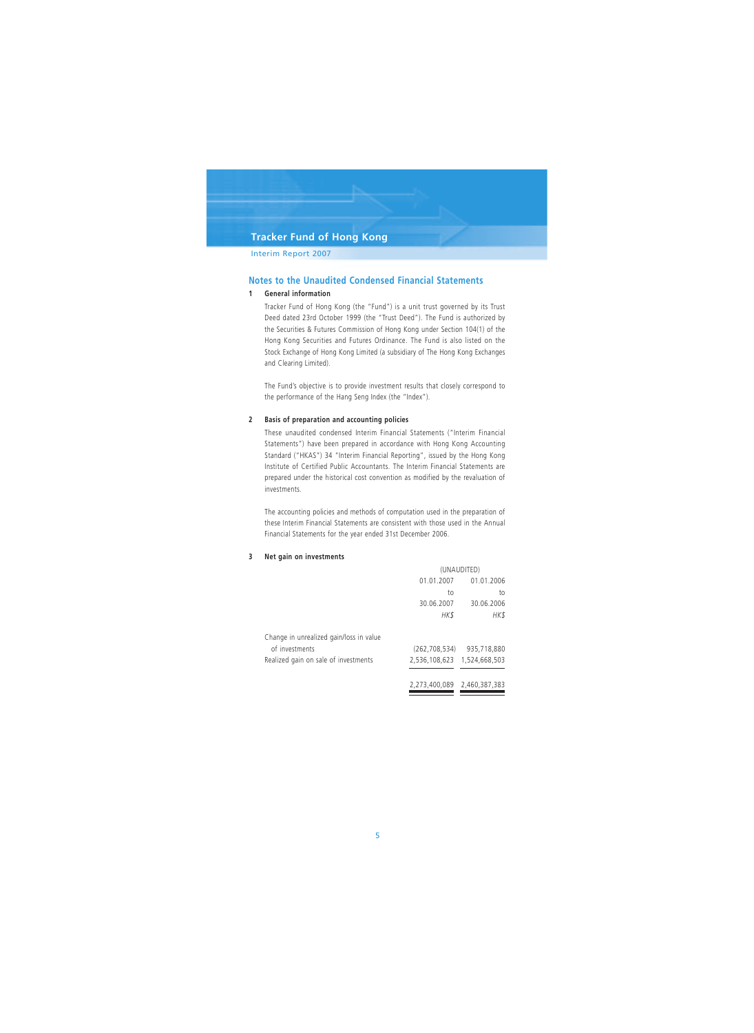## Notes to the Unaudited Condensed Financial Statements

### 1 General information

Tracker Fund of Hong Kong (the "Fund") is a unit trust governed by its Trust Deed dated 23rd October 1999 (the "Trust Deed"). The Fund is authorized by the Securities & Futures Commission of Hong Kong under Section 104(1) of the Hong Kong Securities and Futures Ordinance. The Fund is also listed on the Stock Exchange of Hong Kong Limited (a subsidiary of The Hong Kong Exchanges and Clearing Limited).

The Fund's objective is to provide investment results that closely correspond to the performance of the Hang Seng Index (the "Index").

### 2 Basis of preparation and accounting policies

These unaudited condensed Interim Financial Statements ("Interim Financial Statements") have been prepared in accordance with Hong Kong Accounting Standard ("HKAS") 34 "Interim Financial Reporting", issued by the Hong Kong Institute of Certified Public Accountants. The Interim Financial Statements are prepared under the historical cost convention as modified by the revaluation of investments.

The accounting policies and methods of computation used in the preparation of these Interim Financial Statements are consistent with those used in the Annual Financial Statements for the year ended 31st December 2006.

### 3 Net gain on investments

| | (UNAUDITED) | |
|---|---|---|
| | 01.01.2007 to 30.06.2007 *HK$* | 01.01.2006 to 30.06.2006 *HK$* |
| Change in unrealized gain/loss in value of investments | (262,708,534) | 935,718,880 |
| Realized gain on sale of investments | 2,536,108,623 | 1,524,668,503 |
| | 2,273,400,089 | 2,460,387,383 |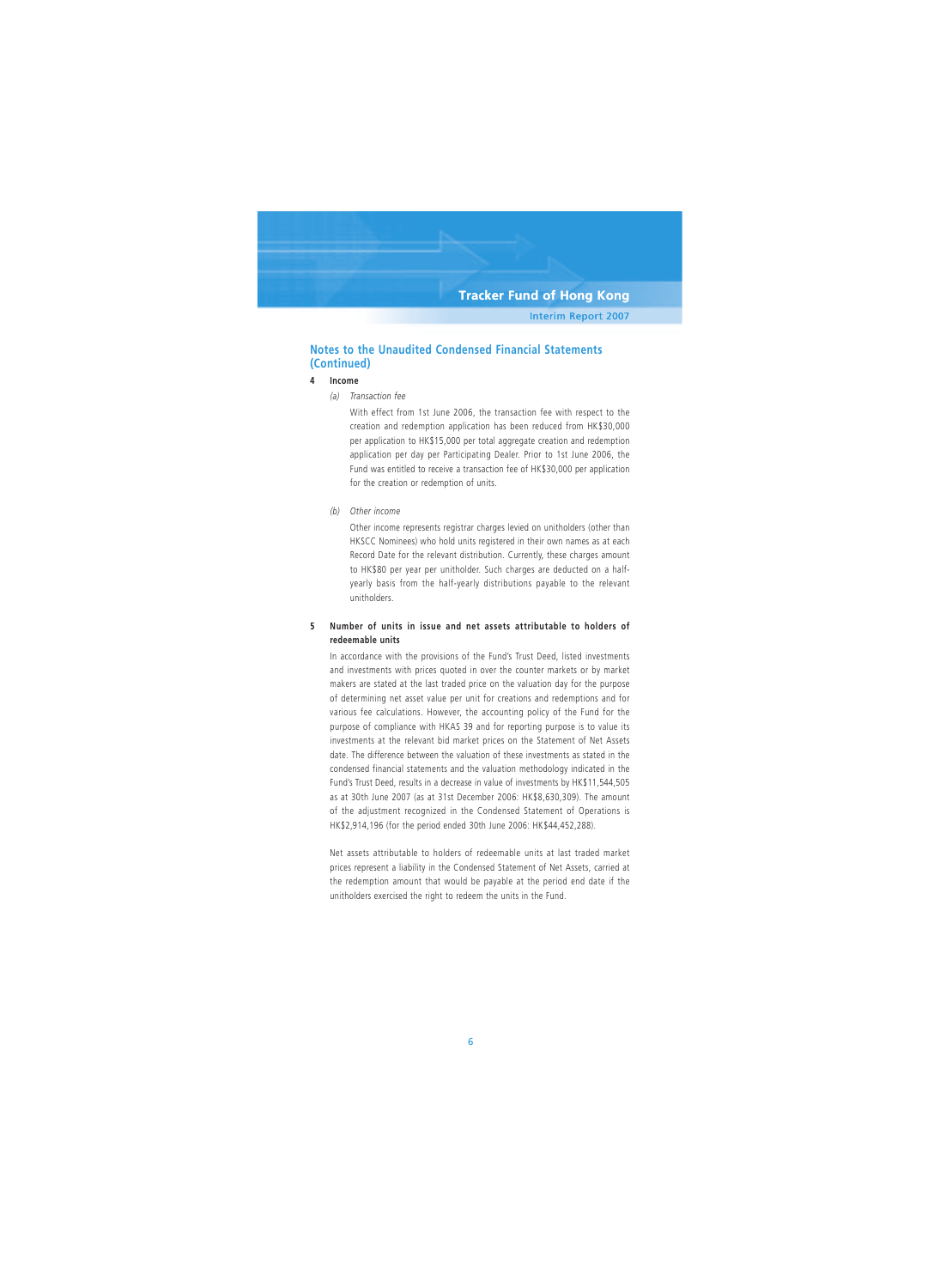## Notes to the Unaudited Condensed Financial Statements (Continued)

**4 Income**

*(a) Transaction fee*

With effect from 1st June 2006, the transaction fee with respect to the creation and redemption application has been reduced from HK$30,000 per application to HK$15,000 per total aggregate creation and redemption application per day per Participating Dealer. Prior to 1st June 2006, the Fund was entitled to receive a transaction fee of HK$30,000 per application for the creation or redemption of units.

*(b) Other income*

Other income represents registrar charges levied on unitholders (other than HKSCC Nominees) who hold units registered in their own names as at each Record Date for the relevant distribution. Currently, these charges amount to HK$80 per year per unitholder. Such charges are deducted on a half-yearly basis from the half-yearly distributions payable to the relevant unitholders.

**5 Number of units in issue and net assets attributable to holders of redeemable units**

In accordance with the provisions of the Fund's Trust Deed, listed investments and investments with prices quoted in over the counter markets or by market makers are stated at the last traded price on the valuation day for the purpose of determining net asset value per unit for creations and redemptions and for various fee calculations. However, the accounting policy of the Fund for the purpose of compliance with HKAS 39 and for reporting purpose is to value its investments at the relevant bid market prices on the Statement of Net Assets date. The difference between the valuation of these investments as stated in the condensed financial statements and the valuation methodology indicated in the Fund's Trust Deed, results in a decrease in value of investments by HK$11,544,505 as at 30th June 2007 (as at 31st December 2006: HK$8,630,309). The amount of the adjustment recognized in the Condensed Statement of Operations is HK$2,914,196 (for the period ended 30th June 2006: HK$44,452,288).

Net assets attributable to holders of redeemable units at last traded market prices represent a liability in the Condensed Statement of Net Assets, carried at the redemption amount that would be payable at the period end date if the unitholders exercised the right to redeem the units in the Fund.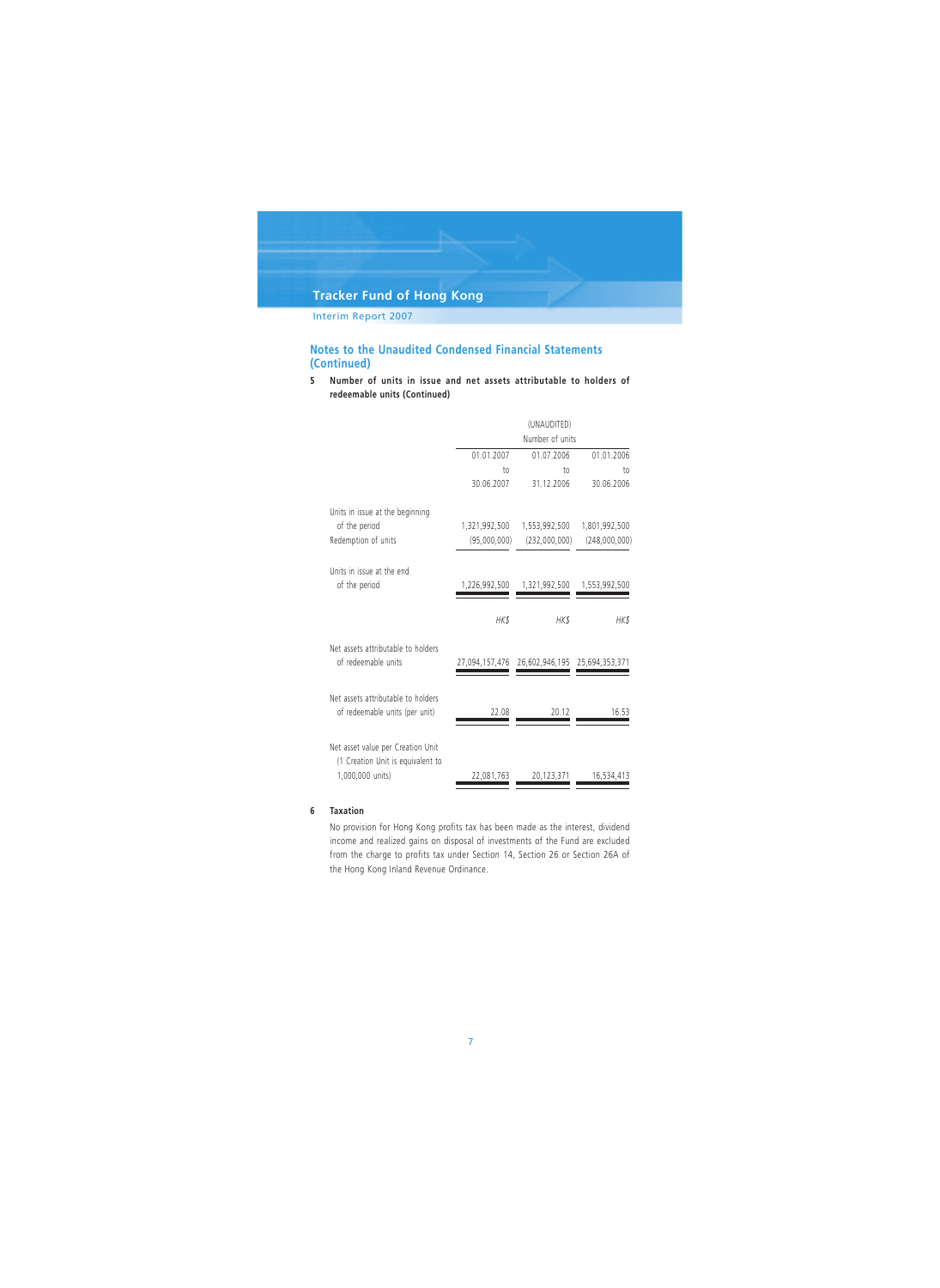## Notes to the Unaudited Condensed Financial Statements (Continued)

**5 Number of units in issue and net assets attributable to holders of redeemable units (Continued)**

| | (UNAUDITED) | | |
|---|---|---|---|
| | Number of units | | |
| | 01.01.2007 to 30.06.2007 | 01.07.2006 to 31.12.2006 | 01.01.2006 to 30.06.2006 |
| Units in issue at the beginning of the period | 1,321,992,500 | 1,553,992,500 | 1,801,992,500 |
| Redemption of units | (95,000,000) | (232,000,000) | (248,000,000) |
| Units in issue at the end of the period | 1,226,992,500 | 1,321,992,500 | 1,553,992,500 |
| | *HK$* | *HK$* | *HK$* |
| Net assets attributable to holders of redeemable units | 27,094,157,476 | 26,602,946,195 | 25,694,353,371 |
| Net assets attributable to holders of redeemable units (per unit) | 22.08 | 20.12 | 16.53 |
| Net asset value per Creation Unit (1 Creation Unit is equivalent to 1,000,000 units) | 22,081,763 | 20,123,371 | 16,534,413 |

**6 Taxation**

No provision for Hong Kong profits tax has been made as the interest, dividend income and realized gains on disposal of investments of the Fund are excluded from the charge to profits tax under Section 14, Section 26 or Section 26A of the Hong Kong Inland Revenue Ordinance.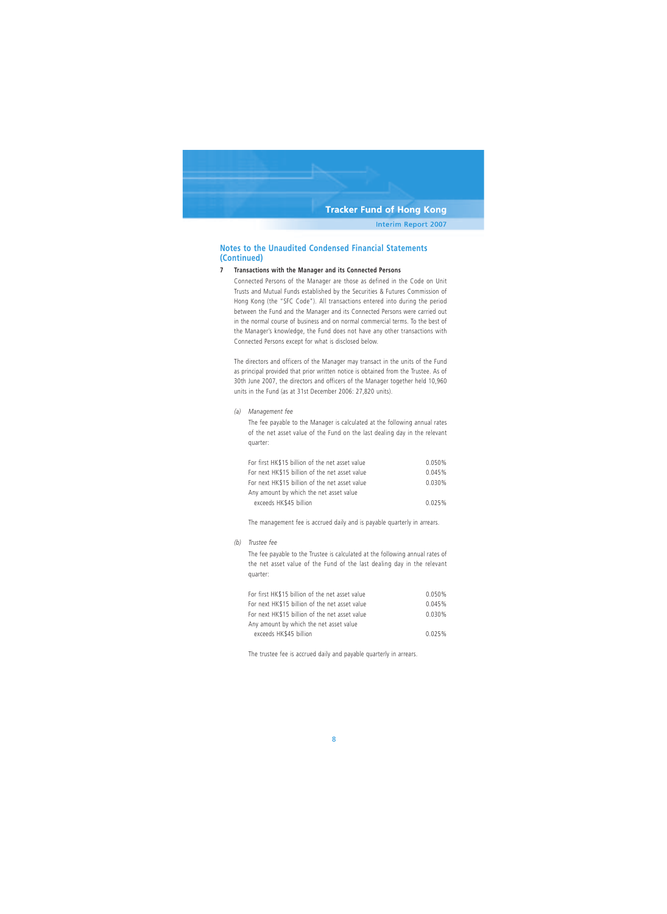## Notes to the Unaudited Condensed Financial Statements (Continued)

**7 Transactions with the Manager and its Connected Persons**

Connected Persons of the Manager are those as defined in the Code on Unit Trusts and Mutual Funds established by the Securities & Futures Commission of Hong Kong (the "SFC Code"). All transactions entered into during the period between the Fund and the Manager and its Connected Persons were carried out in the normal course of business and on normal commercial terms. To the best of the Manager's knowledge, the Fund does not have any other transactions with Connected Persons except for what is disclosed below.

The directors and officers of the Manager may transact in the units of the Fund as principal provided that prior written notice is obtained from the Trustee. As of 30th June 2007, the directors and officers of the Manager together held 10,960 units in the Fund (as at 31st December 2006: 27,820 units).

*(a) Management fee*

The fee payable to the Manager is calculated at the following annual rates of the net asset value of the Fund on the last dealing day in the relevant quarter:

| | |
|---|---|
| For first HK$15 billion of the net asset value | 0.050% |
| For next HK$15 billion of the net asset value | 0.045% |
| For next HK$15 billion of the net asset value | 0.030% |
| Any amount by which the net asset value exceeds HK$45 billion | 0.025% |

The management fee is accrued daily and is payable quarterly in arrears.

*(b) Trustee fee*

The fee payable to the Trustee is calculated at the following annual rates of the net asset value of the Fund of the last dealing day in the relevant quarter:

| | |
|---|---|
| For first HK$15 billion of the net asset value | 0.050% |
| For next HK$15 billion of the net asset value | 0.045% |
| For next HK$15 billion of the net asset value | 0.030% |
| Any amount by which the net asset value exceeds HK$45 billion | 0.025% |

The trustee fee is accrued daily and payable quarterly in arrears.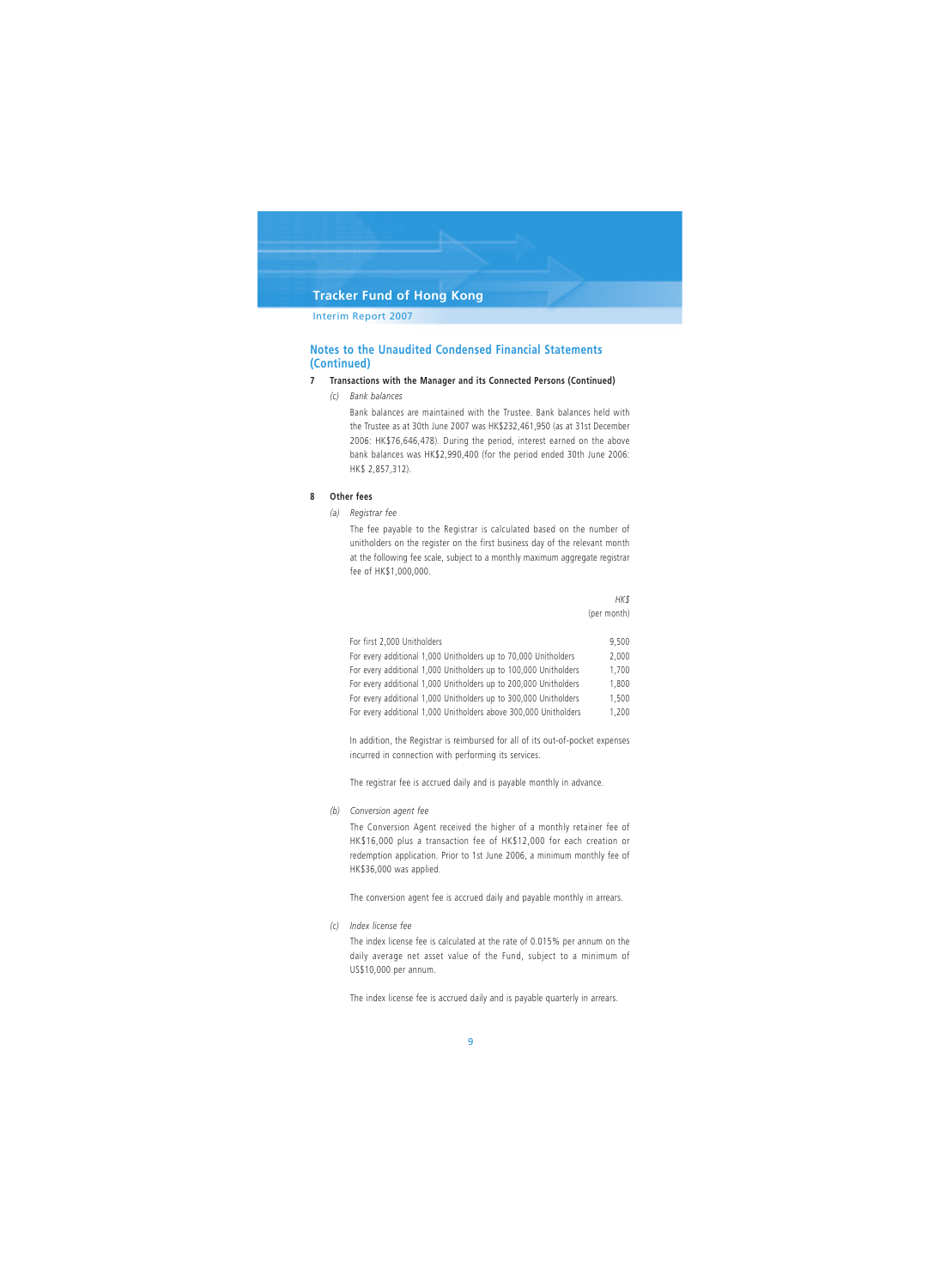## Notes to the Unaudited Condensed Financial Statements (Continued)

### 7 Transactions with the Manager and its Connected Persons (Continued)

*(c) Bank balances*

Bank balances are maintained with the Trustee. Bank balances held with the Trustee as at 30th June 2007 was HK$232,461,950 (as at 31st December 2006: HK$76,646,478). During the period, interest earned on the above bank balances was HK$2,990,400 (for the period ended 30th June 2006: HK$ 2,857,312).

### 8 Other fees

*(a) Registrar fee*

The fee payable to the Registrar is calculated based on the number of unitholders on the register on the first business day of the relevant month at the following fee scale, subject to a monthly maximum aggregate registrar fee of HK$1,000,000.

| | *HK$* (per month) |
|---|---|
| For first 2,000 Unitholders | 9,500 |
| For every additional 1,000 Unitholders up to 70,000 Unitholders | 2,000 |
| For every additional 1,000 Unitholders up to 100,000 Unitholders | 1,700 |
| For every additional 1,000 Unitholders up to 200,000 Unitholders | 1,800 |
| For every additional 1,000 Unitholders up to 300,000 Unitholders | 1,500 |
| For every additional 1,000 Unitholders above 300,000 Unitholders | 1,200 |

In addition, the Registrar is reimbursed for all of its out-of-pocket expenses incurred in connection with performing its services.

The registrar fee is accrued daily and is payable monthly in advance.

*(b) Conversion agent fee*

The Conversion Agent received the higher of a monthly retainer fee of HK$16,000 plus a transaction fee of HK$12,000 for each creation or redemption application. Prior to 1st June 2006, a minimum monthly fee of HK$36,000 was applied.

The conversion agent fee is accrued daily and payable monthly in arrears.

*(c) Index license fee*

The index license fee is calculated at the rate of 0.015% per annum on the daily average net asset value of the Fund, subject to a minimum of US$10,000 per annum.

The index license fee is accrued daily and is payable quarterly in arrears.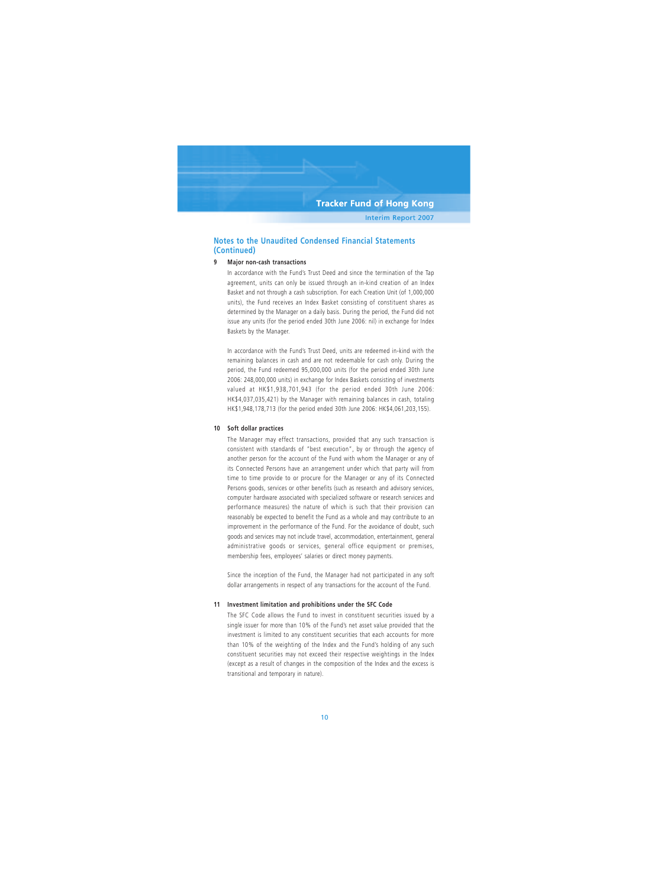## Notes to the Unaudited Condensed Financial Statements (Continued)

### 9 Major non-cash transactions

In accordance with the Fund's Trust Deed and since the termination of the Tap agreement, units can only be issued through an in-kind creation of an Index Basket and not through a cash subscription. For each Creation Unit (of 1,000,000 units), the Fund receives an Index Basket consisting of constituent shares as determined by the Manager on a daily basis. During the period, the Fund did not issue any units (for the period ended 30th June 2006: nil) in exchange for Index Baskets by the Manager.

In accordance with the Fund's Trust Deed, units are redeemed in-kind with the remaining balances in cash and are not redeemable for cash only. During the period, the Fund redeemed 95,000,000 units (for the period ended 30th June 2006: 248,000,000 units) in exchange for Index Baskets consisting of investments valued at HK$1,938,701,943 (for the period ended 30th June 2006: HK$4,037,035,421) by the Manager with remaining balances in cash, totaling HK$1,948,178,713 (for the period ended 30th June 2006: HK$4,061,203,155).

### 10 Soft dollar practices

The Manager may effect transactions, provided that any such transaction is consistent with standards of "best execution", by or through the agency of another person for the account of the Fund with whom the Manager or any of its Connected Persons have an arrangement under which that party will from time to time provide to or procure for the Manager or any of its Connected Persons goods, services or other benefits (such as research and advisory services, computer hardware associated with specialized software or research services and performance measures) the nature of which is such that their provision can reasonably be expected to benefit the Fund as a whole and may contribute to an improvement in the performance of the Fund. For the avoidance of doubt, such goods and services may not include travel, accommodation, entertainment, general administrative goods or services, general office equipment or premises, membership fees, employees' salaries or direct money payments.

Since the inception of the Fund, the Manager had not participated in any soft dollar arrangements in respect of any transactions for the account of the Fund.

### 11 Investment limitation and prohibitions under the SFC Code

The SFC Code allows the Fund to invest in constituent securities issued by a single issuer for more than 10% of the Fund's net asset value provided that the investment is limited to any constituent securities that each accounts for more than 10% of the weighting of the Index and the Fund's holding of any such constituent securities may not exceed their respective weightings in the Index (except as a result of changes in the composition of the Index and the excess is transitional and temporary in nature).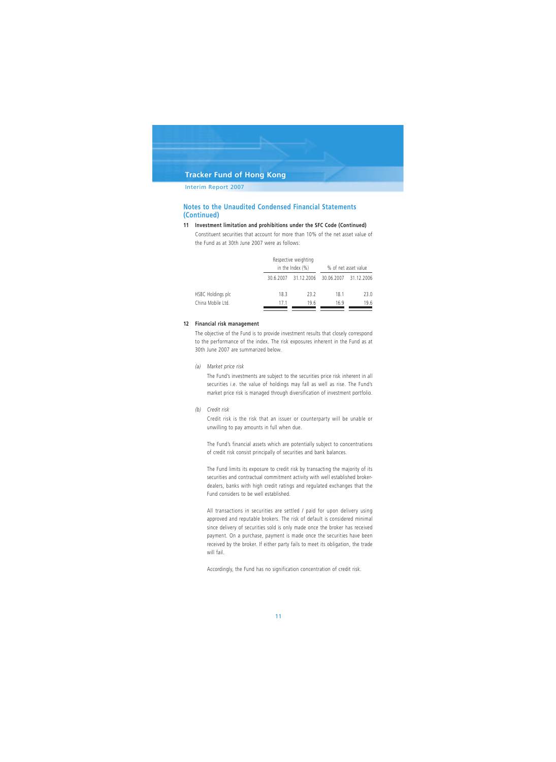## Notes to the Unaudited Condensed Financial Statements (Continued)

### 11 Investment limitation and prohibitions under the SFC Code (Continued)

Constituent securities that account for more than 10% of the net asset value of the Fund as at 30th June 2007 were as follows:

| | Respective weighting in the Index (%) | | % of net asset value | |
|---|---|---|---|---|
| | 30.6.2007 | 31.12.2006 | 30.06.2007 | 31.12.2006 |
| HSBC Holdings plc | 18.3 | 23.2 | 18.1 | 23.0 |
| China Mobile Ltd. | 17.1 | 19.6 | 16.9 | 19.6 |

### 12 Financial risk management

The objective of the Fund is to provide investment results that closely correspond to the performance of the index. The risk exposures inherent in the Fund as at 30th June 2007 are summarized below.

*(a) Market price risk*

The Fund's investments are subject to the securities price risk inherent in all securities i.e. the value of holdings may fall as well as rise. The Fund's market price risk is managed through diversification of investment portfolio.

*(b) Credit risk*

Credit risk is the risk that an issuer or counterparty will be unable or unwilling to pay amounts in full when due.

The Fund's financial assets which are potentially subject to concentrations of credit risk consist principally of securities and bank balances.

The Fund limits its exposure to credit risk by transacting the majority of its securities and contractual commitment activity with well established broker-dealers, banks with high credit ratings and regulated exchanges that the Fund considers to be well established.

All transactions in securities are settled / paid for upon delivery using approved and reputable brokers. The risk of default is considered minimal since delivery of securities sold is only made once the broker has received payment. On a purchase, payment is made once the securities have been received by the broker. If either party fails to meet its obligation, the trade will fail.

Accordingly, the Fund has no signification concentration of credit risk.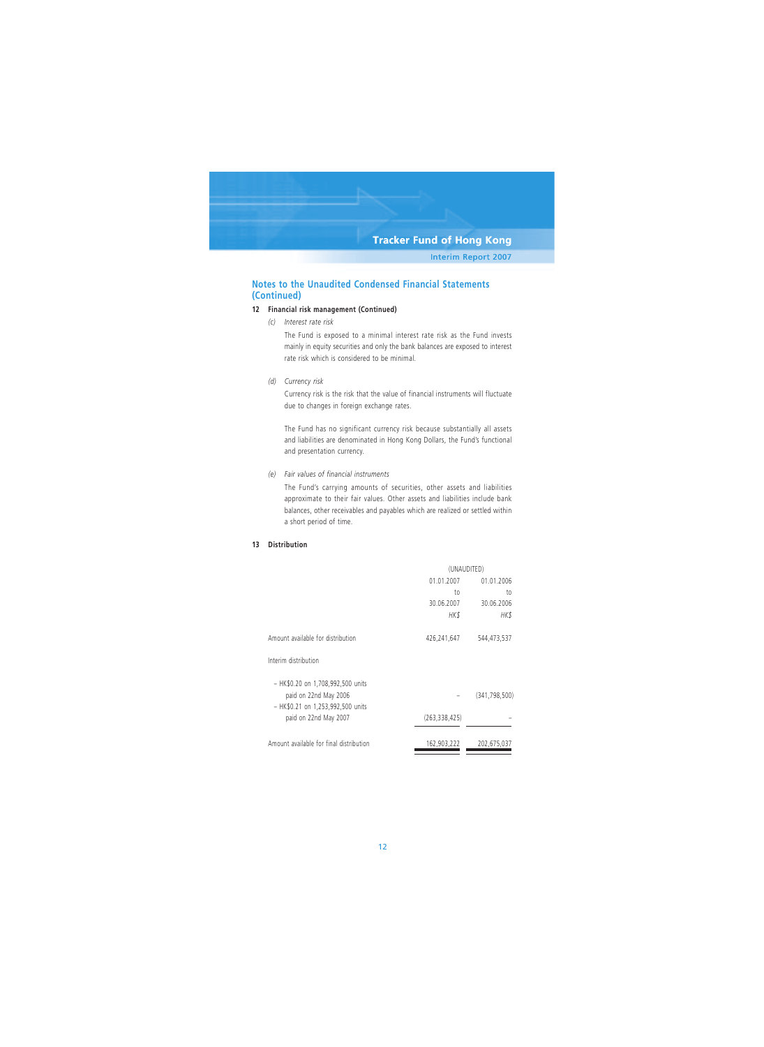## Notes to the Unaudited Condensed Financial Statements (Continued)

### 12 Financial risk management (Continued)

*(c) Interest rate risk*

The Fund is exposed to a minimal interest rate risk as the Fund invests mainly in equity securities and only the bank balances are exposed to interest rate risk which is considered to be minimal.

*(d) Currency risk*

Currency risk is the risk that the value of financial instruments will fluctuate due to changes in foreign exchange rates.

The Fund has no significant currency risk because substantially all assets and liabilities are denominated in Hong Kong Dollars, the Fund's functional and presentation currency.

*(e) Fair values of financial instruments*

The Fund's carrying amounts of securities, other assets and liabilities approximate to their fair values. Other assets and liabilities include bank balances, other receivables and payables which are realized or settled within a short period of time.

### 13 Distribution

| | (UNAUDITED) | |
|---|---|---|
| | 01.01.2007 to 30.06.2007 | 01.01.2006 to 30.06.2006 |
| | *HK$* | *HK$* |
| Amount available for distribution | 426,241,647 | 544,473,537 |
| Interim distribution | | |
| – HK$0.20 on 1,708,992,500 units paid on 22nd May 2006 | – | (341,798,500) |
| – HK$0.21 on 1,253,992,500 units paid on 22nd May 2007 | (263,338,425) | – |
| Amount available for final distribution | 162,903,222 | 202,675,037 |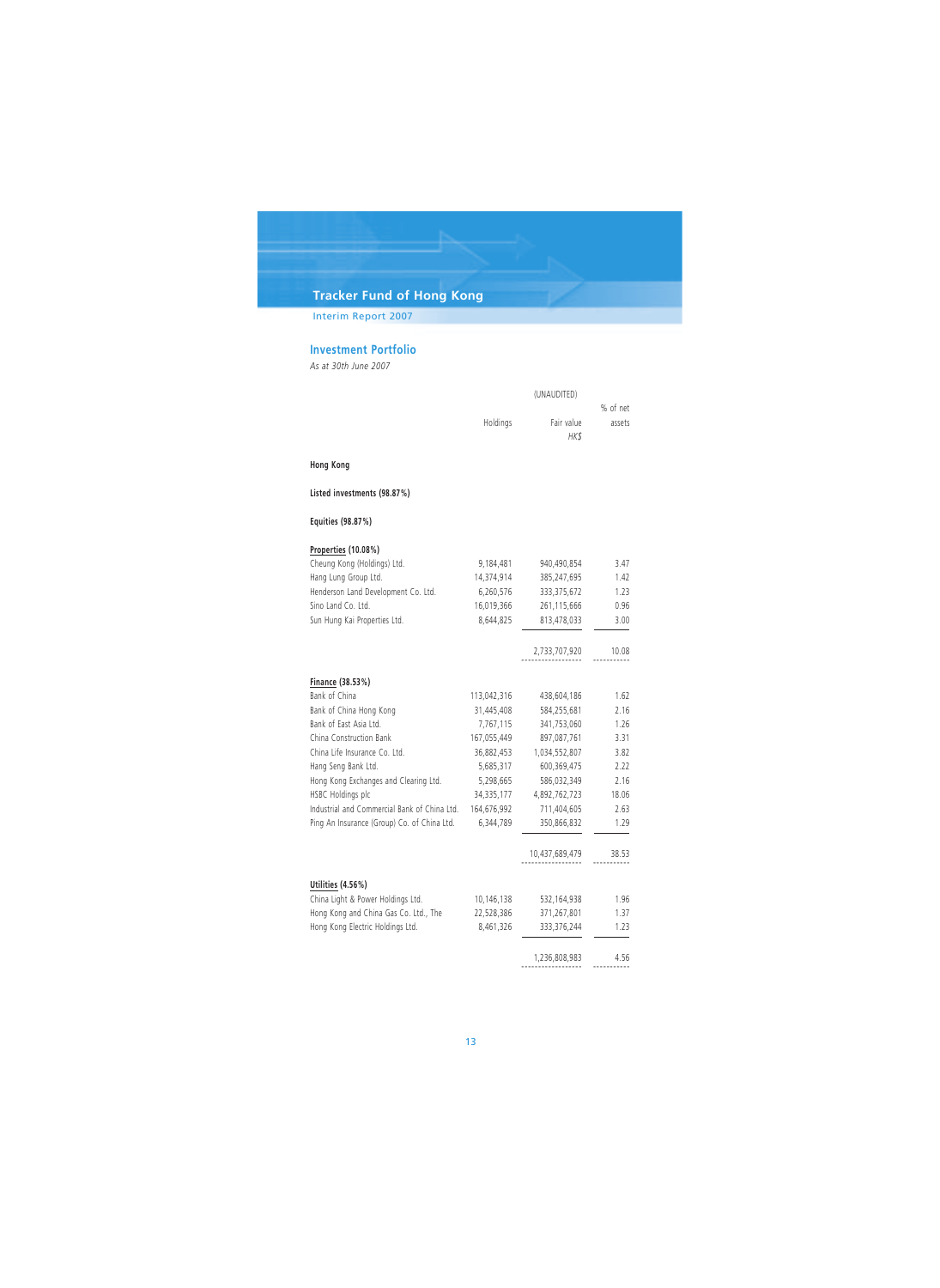## Investment Portfolio

*As at 30th June 2007*

| | (UNAUDITED) | | |
|---|---|---|---|
| | Holdings | Fair value *HK$* | % of net assets |
| **Hong Kong** | | | |
| **Listed investments (98.87%)** | | | |
| **Equities (98.87%)** | | | |
| **Properties (10.08%)** | | | |
| Cheung Kong (Holdings) Ltd. | 9,184,481 | 940,490,854 | 3.47 |
| Hang Lung Group Ltd. | 14,374,914 | 385,247,695 | 1.42 |
| Henderson Land Development Co. Ltd. | 6,260,576 | 333,375,672 | 1.23 |
| Sino Land Co. Ltd. | 16,019,366 | 261,115,666 | 0.96 |
| Sun Hung Kai Properties Ltd. | 8,644,825 | 813,478,033 | 3.00 |
| | | 2,733,707,920 | 10.08 |
| **Finance (38.53%)** | | | |
| Bank of China | 113,042,316 | 438,604,186 | 1.62 |
| Bank of China Hong Kong | 31,445,408 | 584,255,681 | 2.16 |
| Bank of East Asia Ltd. | 7,767,115 | 341,753,060 | 1.26 |
| China Construction Bank | 167,055,449 | 897,087,761 | 3.31 |
| China Life Insurance Co. Ltd. | 36,882,453 | 1,034,552,807 | 3.82 |
| Hang Seng Bank Ltd. | 5,685,317 | 600,369,475 | 2.22 |
| Hong Kong Exchanges and Clearing Ltd. | 5,298,665 | 586,032,349 | 2.16 |
| HSBC Holdings plc | 34,335,177 | 4,892,762,723 | 18.06 |
| Industrial and Commercial Bank of China Ltd. | 164,676,992 | 711,404,605 | 2.63 |
| Ping An Insurance (Group) Co. of China Ltd. | 6,344,789 | 350,866,832 | 1.29 |
| | | 10,437,689,479 | 38.53 |
| **Utilities (4.56%)** | | | |
| China Light & Power Holdings Ltd. | 10,146,138 | 532,164,938 | 1.96 |
| Hong Kong and China Gas Co. Ltd., The | 22,528,386 | 371,267,801 | 1.37 |
| Hong Kong Electric Holdings Ltd. | 8,461,326 | 333,376,244 | 1.23 |
| | | 1,236,808,983 | 4.56 |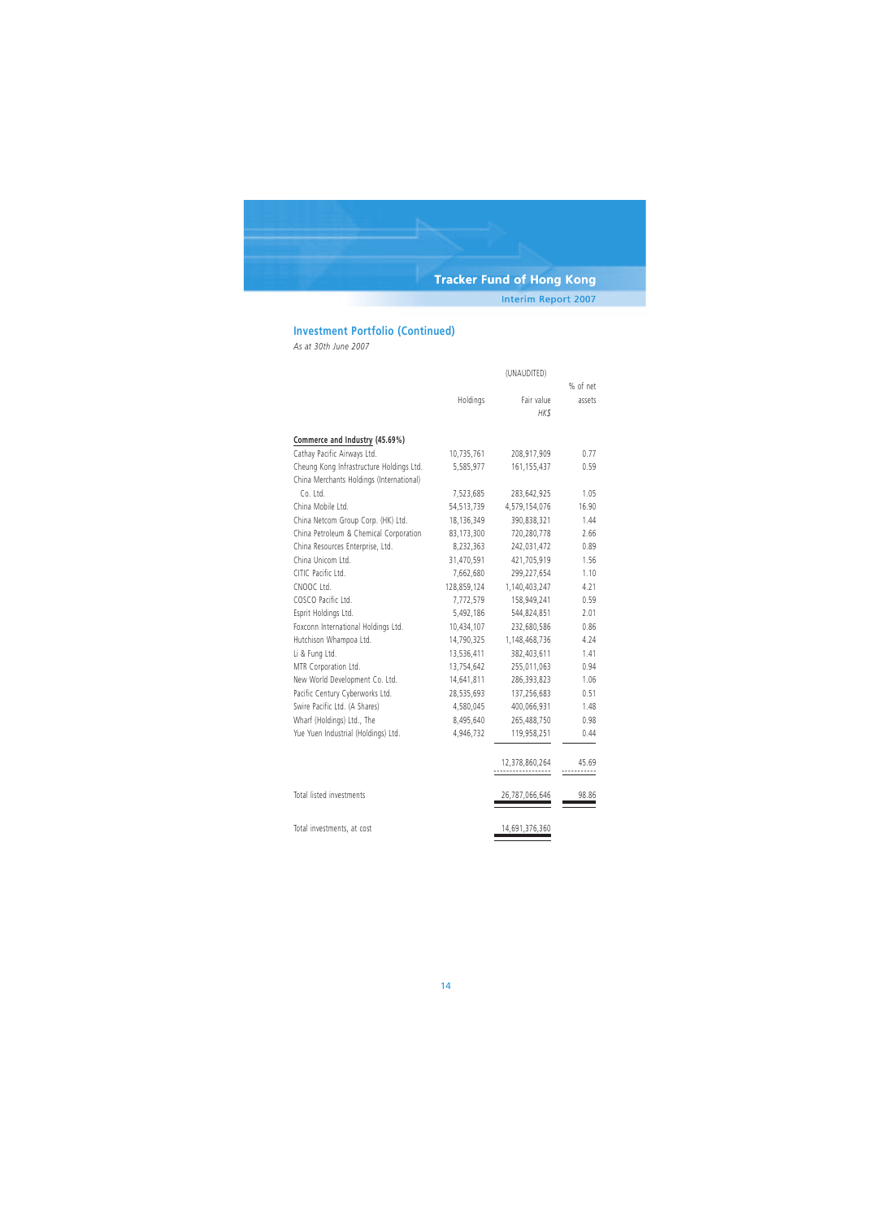## Investment Portfolio (Continued)

*As at 30th June 2007*

| | Holdings | (UNAUDITED) Fair value HK$ | % of net assets |
|---|---|---|---|
| **Commerce and Industry (45.69%)** | | | |
| Cathay Pacific Airways Ltd. | 10,735,761 | 208,917,909 | 0.77 |
| Cheung Kong Infrastructure Holdings Ltd. | 5,585,977 | 161,155,437 | 0.59 |
| China Merchants Holdings (International) Co. Ltd. | 7,523,685 | 283,642,925 | 1.05 |
| China Mobile Ltd. | 54,513,739 | 4,579,154,076 | 16.90 |
| China Netcom Group Corp. (HK) Ltd. | 18,136,349 | 390,838,321 | 1.44 |
| China Petroleum & Chemical Corporation | 83,173,300 | 720,280,778 | 2.66 |
| China Resources Enterprise, Ltd. | 8,232,363 | 242,031,472 | 0.89 |
| China Unicom Ltd. | 31,470,591 | 421,705,919 | 1.56 |
| CITIC Pacific Ltd. | 7,662,680 | 299,227,654 | 1.10 |
| CNOOC Ltd. | 128,859,124 | 1,140,403,247 | 4.21 |
| COSCO Pacific Ltd. | 7,772,579 | 158,949,241 | 0.59 |
| Esprit Holdings Ltd. | 5,492,186 | 544,824,851 | 2.01 |
| Foxconn International Holdings Ltd. | 10,434,107 | 232,680,586 | 0.86 |
| Hutchison Whampoa Ltd. | 14,790,325 | 1,148,468,736 | 4.24 |
| Li & Fung Ltd. | 13,536,411 | 382,403,611 | 1.41 |
| MTR Corporation Ltd. | 13,754,642 | 255,011,063 | 0.94 |
| New World Development Co. Ltd. | 14,641,811 | 286,393,823 | 1.06 |
| Pacific Century Cyberworks Ltd. | 28,535,693 | 137,256,683 | 0.51 |
| Swire Pacific Ltd. (A Shares) | 4,580,045 | 400,066,931 | 1.48 |
| Wharf (Holdings) Ltd., The | 8,495,640 | 265,488,750 | 0.98 |
| Yue Yuen Industrial (Holdings) Ltd. | 4,946,732 | 119,958,251 | 0.44 |
| | | 12,378,860,264 | 45.69 |
| Total listed investments | | 26,787,066,646 | 98.86 |
| Total investments, at cost | | 14,691,376,360 | |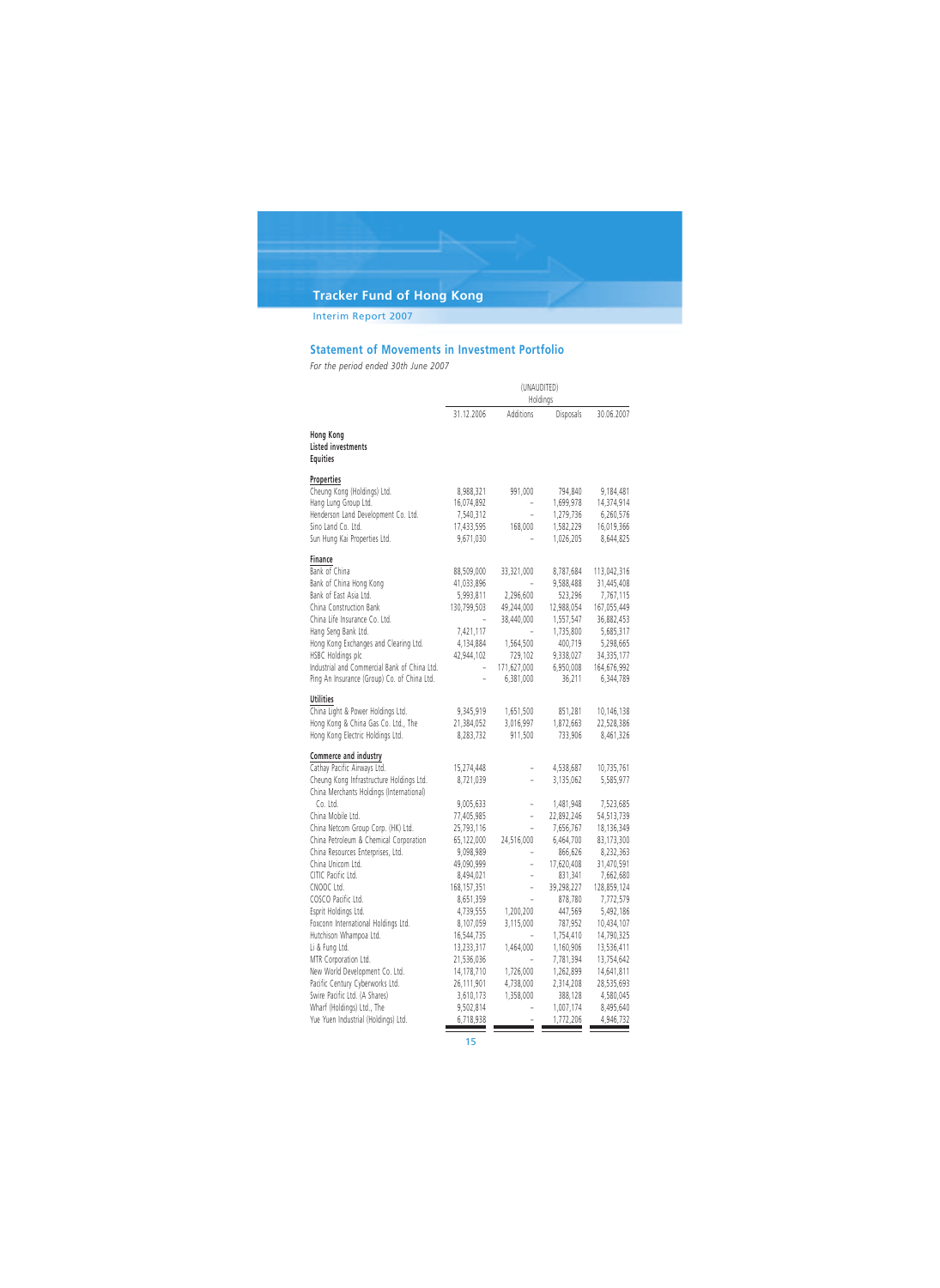## Statement of Movements in Investment Portfolio

*For the period ended 30th June 2007*

| | (UNAUDITED) Holdings | | | |
|---|---|---|---|---|
| | 31.12.2006 | Additions | Disposals | 30.06.2007 |
| **Hong Kong** | | | | |
| **Listed investments** | | | | |
| **Equities** | | | | |
| **Properties** | | | | |
| Cheung Kong (Holdings) Ltd. | 8,988,321 | 991,000 | 794,840 | 9,184,481 |
| Hang Lung Group Ltd. | 16,074,892 | – | 1,699,978 | 14,374,914 |
| Henderson Land Development Co. Ltd. | 7,540,312 | – | 1,279,736 | 6,260,576 |
| Sino Land Co. Ltd. | 17,433,595 | 168,000 | 1,582,229 | 16,019,366 |
| Sun Hung Kai Properties Ltd. | 9,671,030 | – | 1,026,205 | 8,644,825 |
| **Finance** | | | | |
| Bank of China | 88,509,000 | 33,321,000 | 8,787,684 | 113,042,316 |
| Bank of China Hong Kong | 41,033,896 | – | 9,588,488 | 31,445,408 |
| Bank of East Asia Ltd. | 5,993,811 | 2,296,600 | 523,296 | 7,767,115 |
| China Construction Bank | 130,799,503 | 49,244,000 | 12,988,054 | 167,055,449 |
| China Life Insurance Co. Ltd. | – | 38,440,000 | 1,557,547 | 36,882,453 |
| Hang Seng Bank Ltd. | 7,421,117 | – | 1,735,800 | 5,685,317 |
| Hong Kong Exchanges and Clearing Ltd. | 4,134,884 | 1,564,500 | 400,719 | 5,298,665 |
| HSBC Holdings plc | 42,944,102 | 729,102 | 9,338,027 | 34,335,177 |
| Industrial and Commercial Bank of China Ltd. | – | 171,627,000 | 6,950,008 | 164,676,992 |
| Ping An Insurance (Group) Co. of China Ltd. | – | 6,381,000 | 36,211 | 6,344,789 |
| **Utilities** | | | | |
| China Light & Power Holdings Ltd. | 9,345,919 | 1,651,500 | 851,281 | 10,146,138 |
| Hong Kong & China Gas Co. Ltd., The | 21,384,052 | 3,016,997 | 1,872,663 | 22,528,386 |
| Hong Kong Electric Holdings Ltd. | 8,283,732 | 911,500 | 733,906 | 8,461,326 |
| **Commerce and industry** | | | | |
| Cathay Pacific Airways Ltd. | 15,274,448 | – | 4,538,687 | 10,735,761 |
| Cheung Kong Infrastructure Holdings Ltd. | 8,721,039 | – | 3,135,062 | 5,585,977 |
| China Merchants Holdings (International) Co. Ltd. | 9,005,633 | – | 1,481,948 | 7,523,685 |
| China Mobile Ltd. | 77,405,985 | – | 22,892,246 | 54,513,739 |
| China Netcom Group Corp. (HK) Ltd. | 25,793,116 | – | 7,656,767 | 18,136,349 |
| China Petroleum & Chemical Corporation | 65,122,000 | 24,516,000 | 6,464,700 | 83,173,300 |
| China Resources Enterprises, Ltd. | 9,098,989 | – | 866,626 | 8,232,363 |
| China Unicom Ltd. | 49,090,999 | – | 17,620,408 | 31,470,591 |
| CITIC Pacific Ltd. | 8,494,021 | – | 831,341 | 7,662,680 |
| CNOOC Ltd. | 168,157,351 | – | 39,298,227 | 128,859,124 |
| COSCO Pacific Ltd. | 8,651,359 | – | 878,780 | 7,772,579 |
| Esprit Holdings Ltd. | 4,739,555 | 1,200,200 | 447,569 | 5,492,186 |
| Foxconn International Holdings Ltd. | 8,107,059 | 3,115,000 | 787,952 | 10,434,107 |
| Hutchison Whampoa Ltd. | 16,544,735 | – | 1,754,410 | 14,790,325 |
| Li & Fung Ltd. | 13,233,317 | 1,464,000 | 1,160,906 | 13,536,411 |
| MTR Corporation Ltd. | 21,536,036 | – | 7,781,394 | 13,754,642 |
| New World Development Co. Ltd. | 14,178,710 | 1,726,000 | 1,262,899 | 14,641,811 |
| Pacific Century Cyberworks Ltd. | 26,111,901 | 4,738,000 | 2,314,208 | 28,535,693 |
| Swire Pacific Ltd. (A Shares) | 3,610,173 | 1,358,000 | 388,128 | 4,580,045 |
| Wharf (Holdings) Ltd., The | 9,502,814 | – | 1,007,174 | 8,495,640 |
| Yue Yuen Industrial (Holdings) Ltd. | 6,718,938 | – | 1,772,206 | 4,946,732 |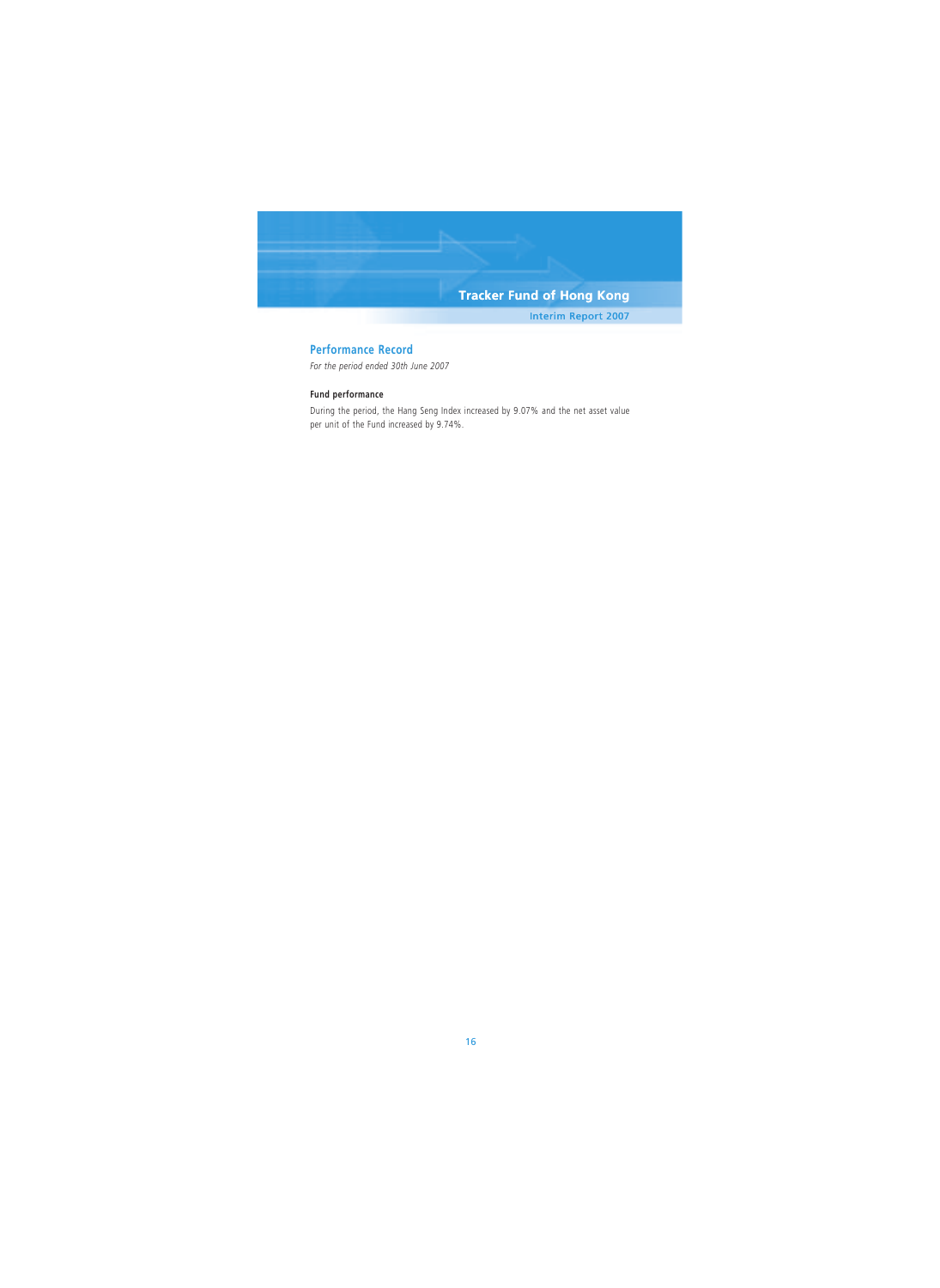## Performance Record

*For the period ended 30th June 2007*

**Fund performance**

During the period, the Hang Seng Index increased by 9.07% and the net asset value per unit of the Fund increased by 9.74%.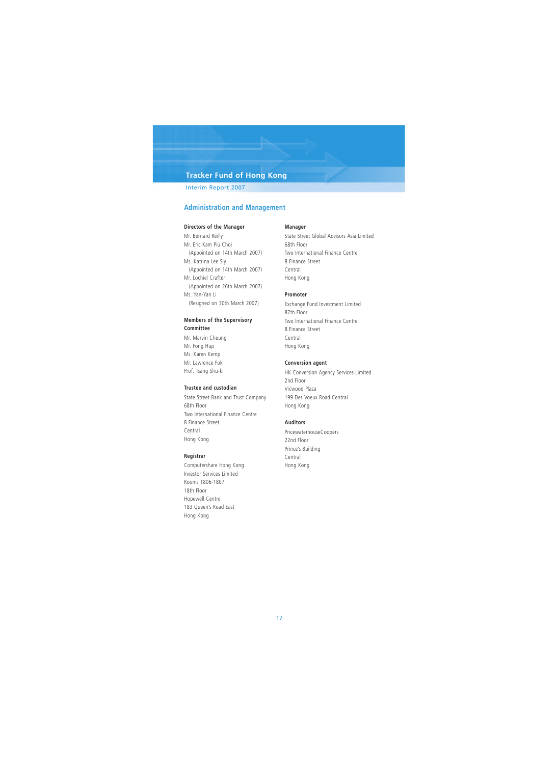# Administration and Management

**Directors of the Manager**

Mr. Bernard Reilly
Mr. Eric Kam Piu Choi
(Appointed on 14th March 2007)
Ms. Katrina Lee Sly
(Appointed on 14th March 2007)
Mr. Lochiel Crafter
(Appointed on 26th March 2007)
Ms. Yan-Yan Li
(Resigned on 30th March 2007)

**Members of the Supervisory Committee**

Mr. Marvin Cheung
Mr. Fong Hup
Ms. Karen Kemp
Mr. Lawrence Fok
Prof. Tsang Shu-ki

**Trustee and custodian**

State Street Bank and Trust Company
68th Floor
Two International Finance Centre
8 Finance Street
Central
Hong Kong

**Registrar**

Computershare Hong Kong
Investor Services Limited
Rooms 1806-1807
18th Floor
Hopewell Centre
183 Queen's Road East
Hong Kong

**Manager**

State Street Global Advisors Asia Limited
68th Floor
Two International Finance Centre
8 Finance Street
Central
Hong Kong

**Promoter**

Exchange Fund Investment Limited
87th Floor
Two International Finance Centre
8 Finance Street
Central
Hong Kong

**Conversion agent**

HK Conversion Agency Services Limited
2nd Floor
Vicwood Plaza
199 Des Voeux Road Central
Hong Kong

**Auditors**

PricewaterhouseCoopers
22nd Floor
Prince's Building
Central
Hong Kong